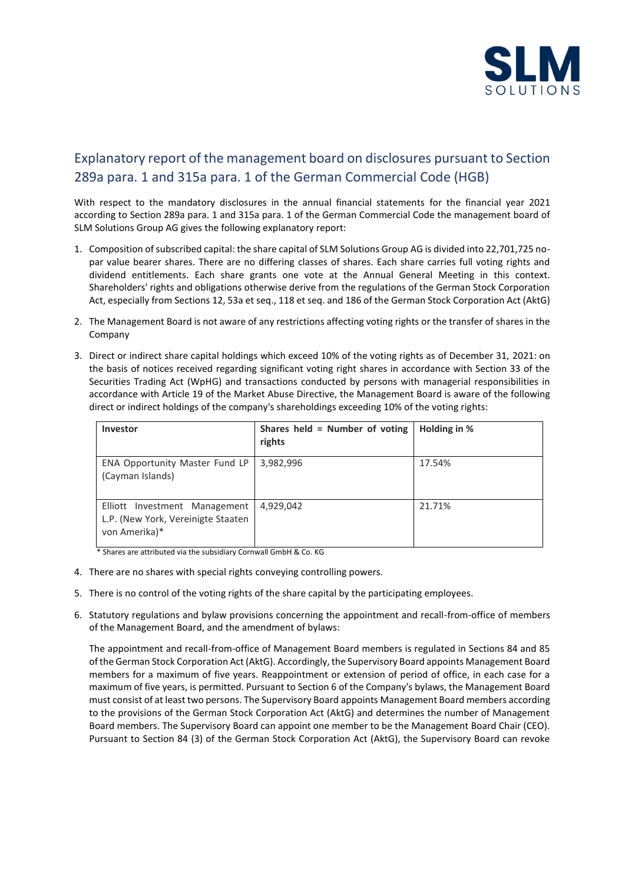# Explanatory report of the management board on disclosures pursuant to Section 289a para. 1 and 315a para. 1 of the German Commercial Code (HGB)

With respect to the mandatory disclosures in the annual financial statements for the financial year 2021 according to Section 289a para. 1 and 315a para. 1 of the German Commercial Code the management board of SLM Solutions Group AG gives the following explanatory report:

1. Composition of subscribed capital: the share capital of SLM Solutions Group AG is divided into 22,701,725 no-par value bearer shares. There are no differing classes of shares. Each share carries full voting rights and dividend entitlements. Each share grants one vote at the Annual General Meeting in this context. Shareholders' rights and obligations otherwise derive from the regulations of the German Stock Corporation Act, especially from Sections 12, 53a et seq., 118 et seq. and 186 of the German Stock Corporation Act (AktG)

2. The Management Board is not aware of any restrictions affecting voting rights or the transfer of shares in the Company

3. Direct or indirect share capital holdings which exceed 10% of the voting rights as of December 31, 2021: on the basis of notices received regarding significant voting right shares in accordance with Section 33 of the Securities Trading Act (WpHG) and transactions conducted by persons with managerial responsibilities in accordance with Article 19 of the Market Abuse Directive, the Management Board is aware of the following direct or indirect holdings of the company's shareholdings exceeding 10% of the voting rights:

| **Investor** | **Shares held = Number of voting rights** | **Holding in %** |
|---|---|---|
| ENA Opportunity Master Fund LP (Cayman Islands) | 3,982,996 | 17.54% |
| Elliott Investment Management L.P. (New York, Vereinigte Staaten von Amerika)* | 4,929,042 | 21.71% |

\* Shares are attributed via the subsidiary Cornwall GmbH & Co. KG

4. There are no shares with special rights conveying controlling powers.

5. There is no control of the voting rights of the share capital by the participating employees.

6. Statutory regulations and bylaw provisions concerning the appointment and recall-from-office of members of the Management Board, and the amendment of bylaws:

   The appointment and recall-from-office of Management Board members is regulated in Sections 84 and 85 of the German Stock Corporation Act (AktG). Accordingly, the Supervisory Board appoints Management Board members for a maximum of five years. Reappointment or extension of period of office, in each case for a maximum of five years, is permitted. Pursuant to Section 6 of the Company's bylaws, the Management Board must consist of at least two persons. The Supervisory Board appoints Management Board members according to the provisions of the German Stock Corporation Act (AktG) and determines the number of Management Board members. The Supervisory Board can appoint one member to be the Management Board Chair (CEO). Pursuant to Section 84 (3) of the German Stock Corporation Act (AktG), the Supervisory Board can revoke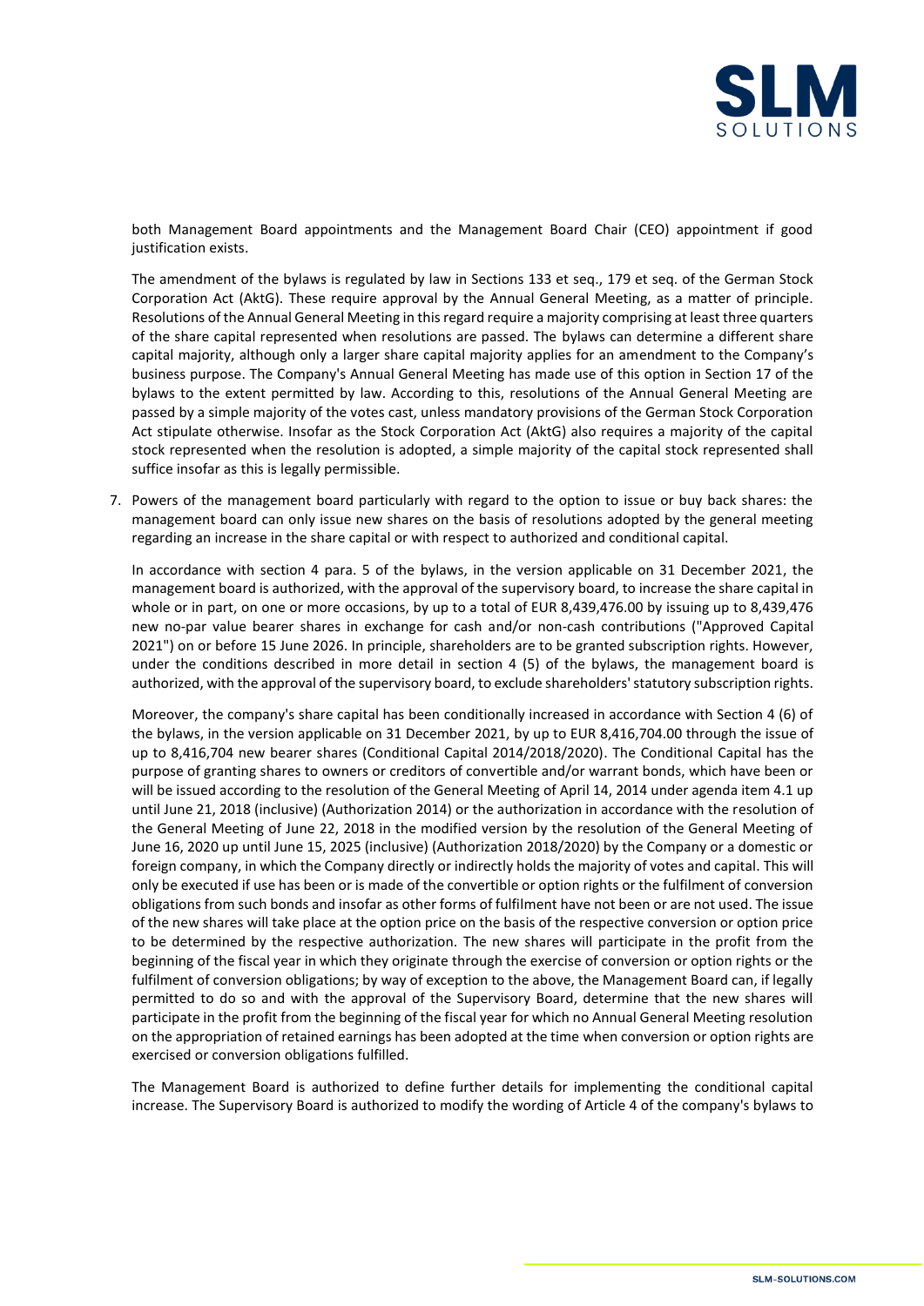both Management Board appointments and the Management Board Chair (CEO) appointment if good justification exists.

The amendment of the bylaws is regulated by law in Sections 133 et seq., 179 et seq. of the German Stock Corporation Act (AktG). These require approval by the Annual General Meeting, as a matter of principle. Resolutions of the Annual General Meeting in this regard require a majority comprising at least three quarters of the share capital represented when resolutions are passed. The bylaws can determine a different share capital majority, although only a larger share capital majority applies for an amendment to the Company's business purpose. The Company's Annual General Meeting has made use of this option in Section 17 of the bylaws to the extent permitted by law. According to this, resolutions of the Annual General Meeting are passed by a simple majority of the votes cast, unless mandatory provisions of the German Stock Corporation Act stipulate otherwise. Insofar as the Stock Corporation Act (AktG) also requires a majority of the capital stock represented when the resolution is adopted, a simple majority of the capital stock represented shall suffice insofar as this is legally permissible.

7. Powers of the management board particularly with regard to the option to issue or buy back shares: the management board can only issue new shares on the basis of resolutions adopted by the general meeting regarding an increase in the share capital or with respect to authorized and conditional capital.

   In accordance with section 4 para. 5 of the bylaws, in the version applicable on 31 December 2021, the management board is authorized, with the approval of the supervisory board, to increase the share capital in whole or in part, on one or more occasions, by up to a total of EUR 8,439,476.00 by issuing up to 8,439,476 new no-par value bearer shares in exchange for cash and/or non-cash contributions ("Approved Capital 2021") on or before 15 June 2026. In principle, shareholders are to be granted subscription rights. However, under the conditions described in more detail in section 4 (5) of the bylaws, the management board is authorized, with the approval of the supervisory board, to exclude shareholders' statutory subscription rights.

   Moreover, the company's share capital has been conditionally increased in accordance with Section 4 (6) of the bylaws, in the version applicable on 31 December 2021, by up to EUR 8,416,704.00 through the issue of up to 8,416,704 new bearer shares (Conditional Capital 2014/2018/2020). The Conditional Capital has the purpose of granting shares to owners or creditors of convertible and/or warrant bonds, which have been or will be issued according to the resolution of the General Meeting of April 14, 2014 under agenda item 4.1 up until June 21, 2018 (inclusive) (Authorization 2014) or the authorization in accordance with the resolution of the General Meeting of June 22, 2018 in the modified version by the resolution of the General Meeting of June 16, 2020 up until June 15, 2025 (inclusive) (Authorization 2018/2020) by the Company or a domestic or foreign company, in which the Company directly or indirectly holds the majority of votes and capital. This will only be executed if use has been or is made of the convertible or option rights or the fulfilment of conversion obligations from such bonds and insofar as other forms of fulfilment have not been or are not used. The issue of the new shares will take place at the option price on the basis of the respective conversion or option price to be determined by the respective authorization. The new shares will participate in the profit from the beginning of the fiscal year in which they originate through the exercise of conversion or option rights or the fulfilment of conversion obligations; by way of exception to the above, the Management Board can, if legally permitted to do so and with the approval of the Supervisory Board, determine that the new shares will participate in the profit from the beginning of the fiscal year for which no Annual General Meeting resolution on the appropriation of retained earnings has been adopted at the time when conversion or option rights are exercised or conversion obligations fulfilled.

   The Management Board is authorized to define further details for implementing the conditional capital increase. The Supervisory Board is authorized to modify the wording of Article 4 of the company's bylaws to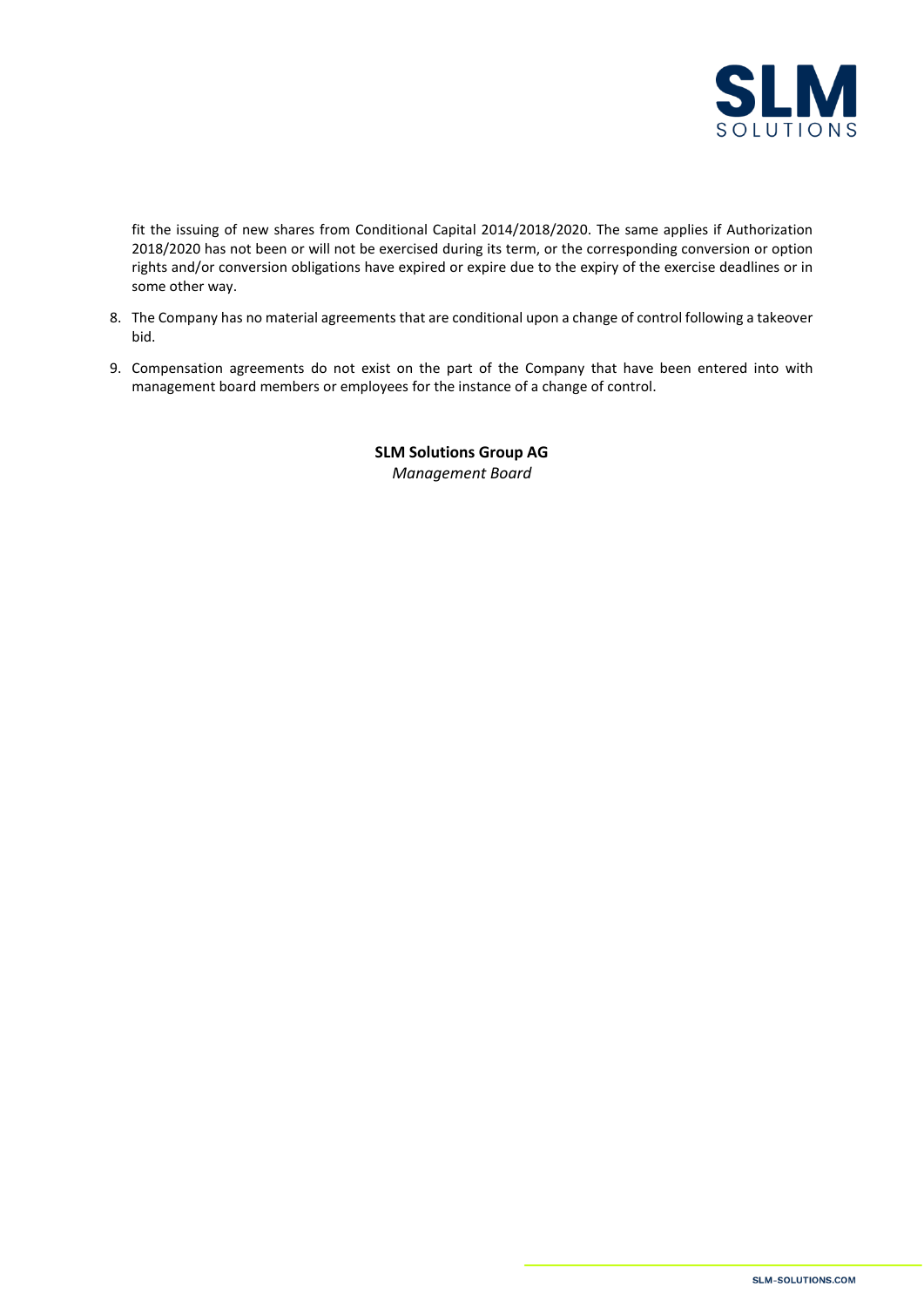fit the issuing of new shares from Conditional Capital 2014/2018/2020. The same applies if Authorization 2018/2020 has not been or will not be exercised during its term, or the corresponding conversion or option rights and/or conversion obligations have expired or expire due to the expiry of the exercise deadlines or in some other way.

8. The Company has no material agreements that are conditional upon a change of control following a takeover bid.
9. Compensation agreements do not exist on the part of the Company that have been entered into with management board members or employees for the instance of a change of control.

**SLM Solutions Group AG**
*Management Board*